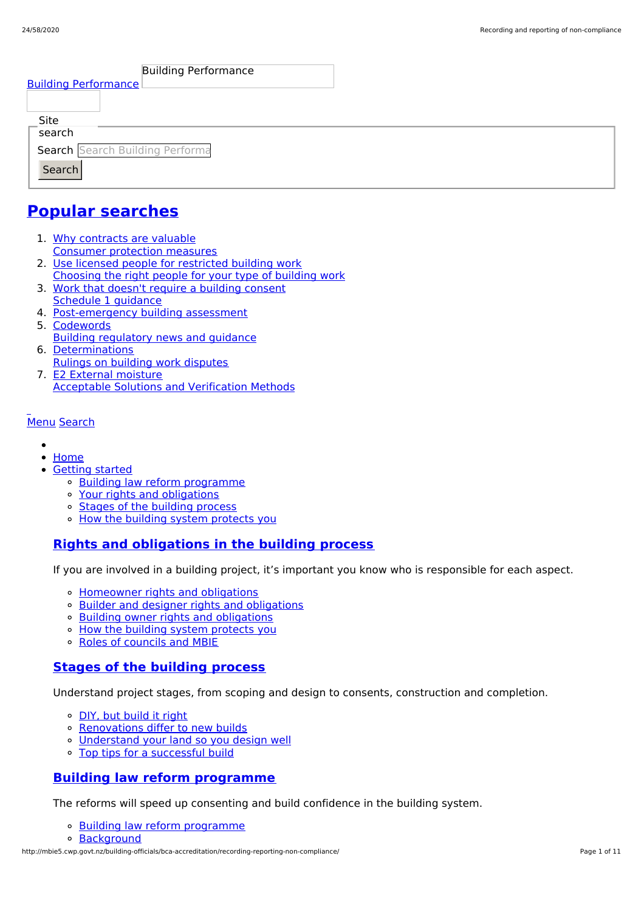Building Performance

Building Performance

Site search

Search

Search

## Popular searches

1. Why contracts are valuable
   Consumer protection measures
2. Use licensed people for restricted building work
   Choosing the right people for your type of building work
3. Work that doesn't require a building consent
   Schedule 1 guidance
4. Post-emergency building assessment
5. Codewords
   Building regulatory news and guidance
6. Determinations
   Rulings on building work disputes
7. E2 External moisture
   Acceptable Solutions and Verification Methods

Menu Search

-
- Home
- Getting started
  - Building law reform programme
  - Your rights and obligations
  - Stages of the building process
  - How the building system protects you

### Rights and obligations in the building process

If you are involved in a building project, it's important you know who is responsible for each aspect.

- Homeowner rights and obligations
- Builder and designer rights and obligations
- Building owner rights and obligations
- How the building system protects you
- Roles of councils and MBIE

### Stages of the building process

Understand project stages, from scoping and design to consents, construction and completion.

- DIY, but build it right
- Renovations differ to new builds
- Understand your land so you design well
- Top tips for a successful build

### Building law reform programme

The reforms will speed up consenting and build confidence in the building system.

- Building law reform programme
- Background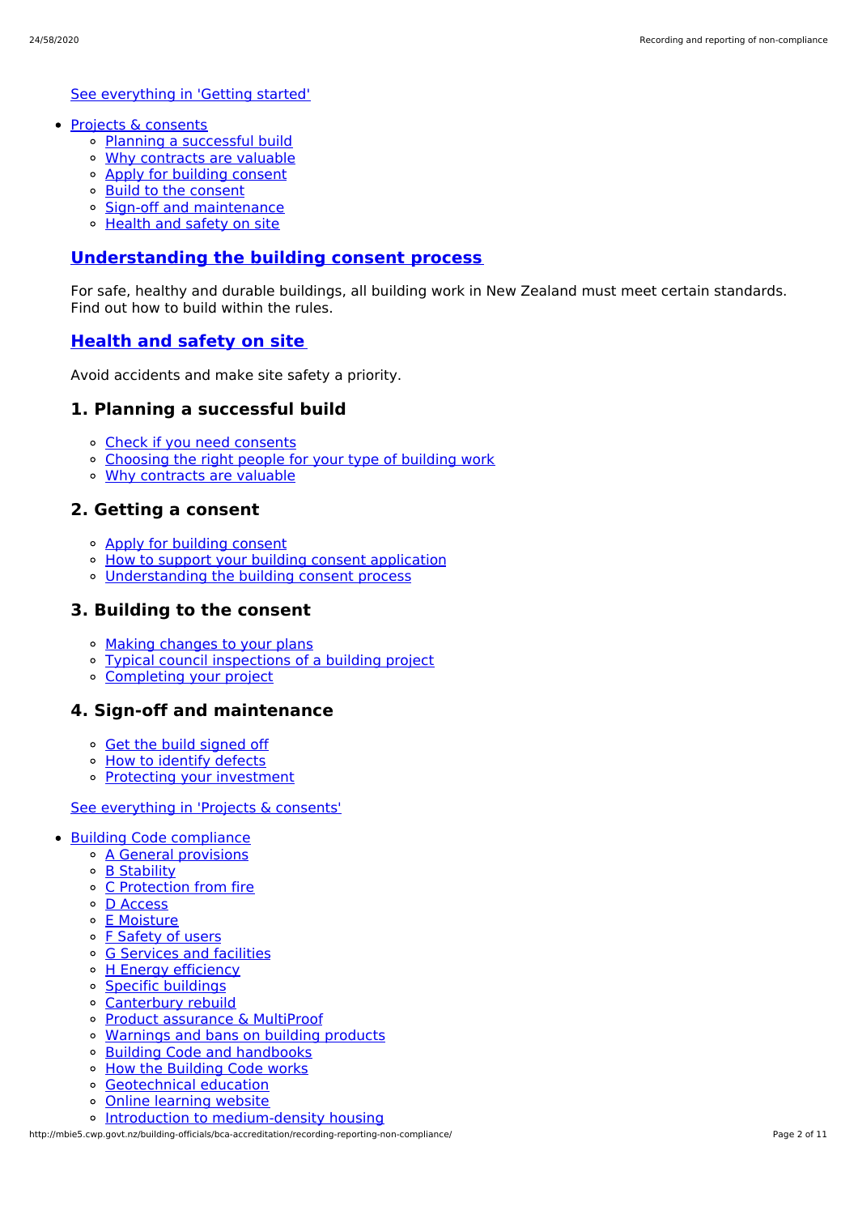See everything in 'Getting started'

- Projects & consents
  - Planning a successful build
  - Why contracts are valuable
  - Apply for building consent
  - Build to the consent
  - Sign-off and maintenance
  - Health and safety on site

## Understanding the building consent process

For safe, healthy and durable buildings, all building work in New Zealand must meet certain standards. Find out how to build within the rules.

## Health and safety on site

Avoid accidents and make site safety a priority.

### 1. Planning a successful build

- Check if you need consents
- Choosing the right people for your type of building work
- Why contracts are valuable

### 2. Getting a consent

- Apply for building consent
- How to support your building consent application
- Understanding the building consent process

### 3. Building to the consent

- Making changes to your plans
- Typical council inspections of a building project
- Completing your project

### 4. Sign-off and maintenance

- Get the build signed off
- How to identify defects
- Protecting your investment

See everything in 'Projects & consents'

- Building Code compliance
  - A General provisions
  - B Stability
  - C Protection from fire
  - D Access
  - E Moisture
  - F Safety of users
  - G Services and facilities
  - H Energy efficiency
  - Specific buildings
  - Canterbury rebuild
  - Product assurance & MultiProof
  - Warnings and bans on building products
  - Building Code and handbooks
  - How the Building Code works
  - Geotechnical education
  - Online learning website
  - Introduction to medium-density housing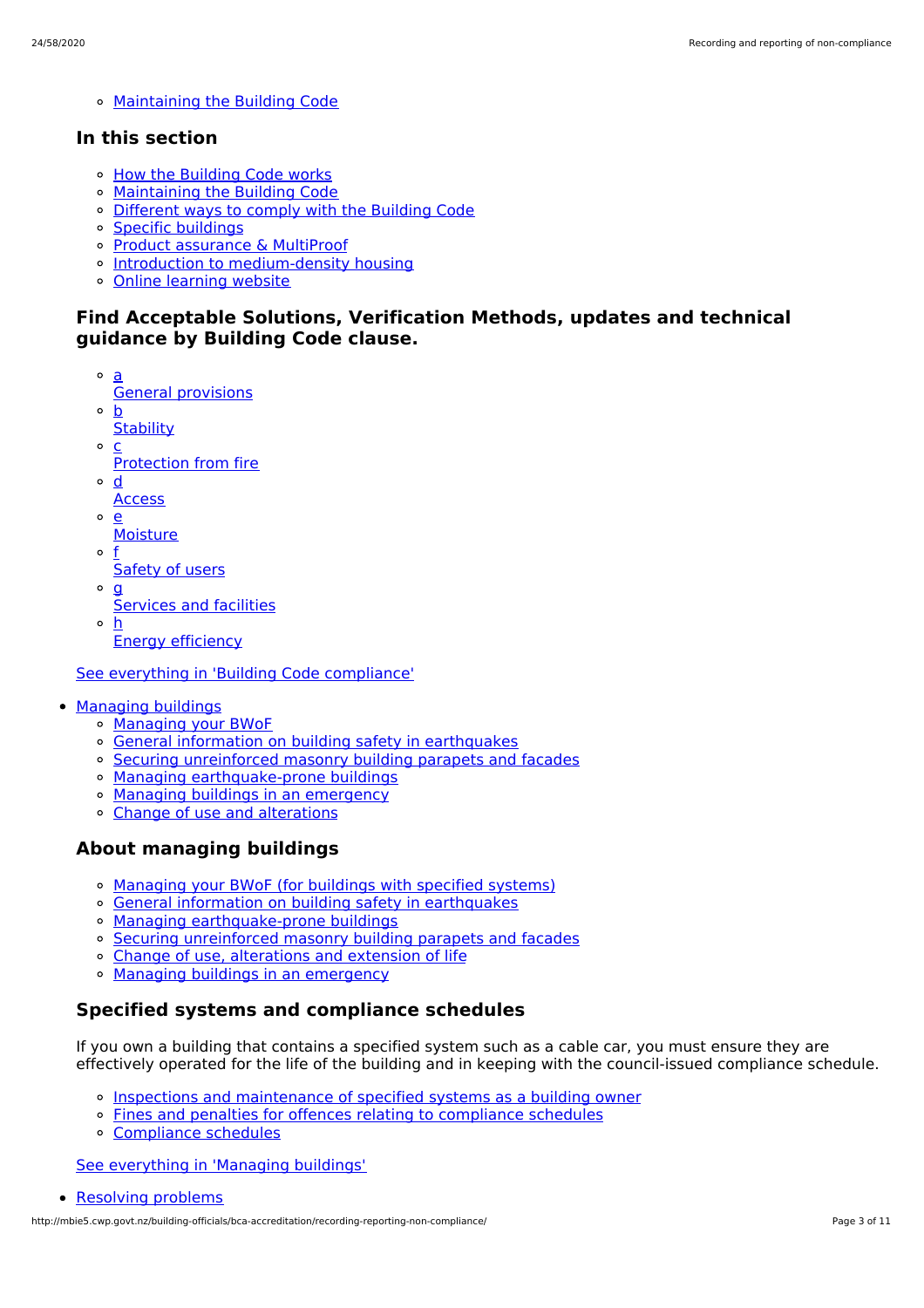- [Maintaining the Building Code]

### In this section

- How the Building Code works
- Maintaining the Building Code
- Different ways to comply with the Building Code
- Specific buildings
- Product assurance & MultiProof
- Introduction to medium-density housing
- Online learning website

### Find Acceptable Solutions, Verification Methods, updates and technical guidance by Building Code clause.

- a
  General provisions
- b
  Stability
- c
  Protection from fire
- d
  Access
- e
  Moisture
- f
  Safety of users
- g
  Services and facilities
- h
  Energy efficiency

See everything in 'Building Code compliance'

- Managing buildings
  - Managing your BWoF
  - General information on building safety in earthquakes
  - Securing unreinforced masonry building parapets and facades
  - Managing earthquake-prone buildings
  - Managing buildings in an emergency
  - Change of use and alterations

### About managing buildings

- Managing your BWoF (for buildings with specified systems)
- General information on building safety in earthquakes
- Managing earthquake-prone buildings
- Securing unreinforced masonry building parapets and facades
- Change of use, alterations and extension of life
- Managing buildings in an emergency

### Specified systems and compliance schedules

If you own a building that contains a specified system such as a cable car, you must ensure they are effectively operated for the life of the building and in keeping with the council-issued compliance schedule.

- Inspections and maintenance of specified systems as a building owner
- Fines and penalties for offences relating to compliance schedules
- Compliance schedules

See everything in 'Managing buildings'

- Resolving problems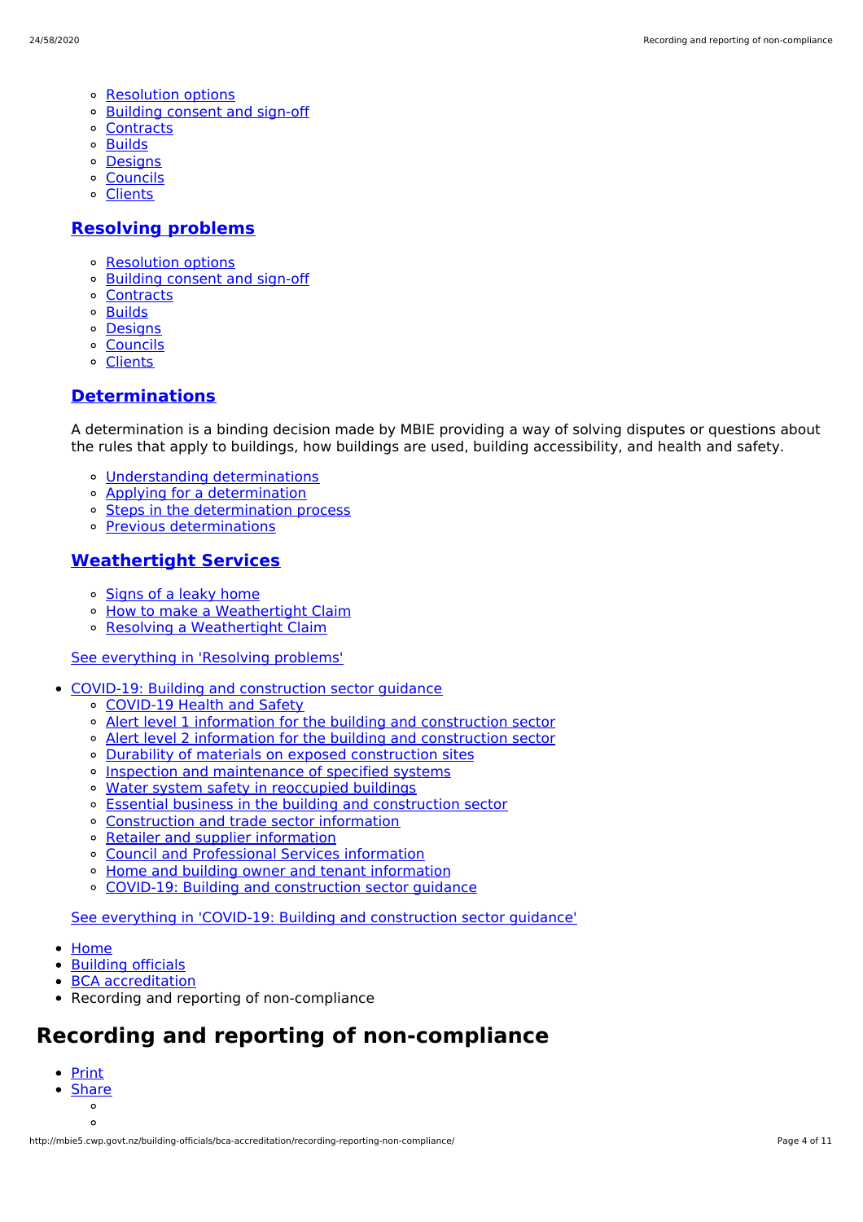- Resolution options
- Building consent and sign-off
- Contracts
- Builds
- Designs
- Councils
- Clients

### Resolving problems

- Resolution options
- Building consent and sign-off
- Contracts
- Builds
- Designs
- Councils
- Clients

### Determinations

A determination is a binding decision made by MBIE providing a way of solving disputes or questions about the rules that apply to buildings, how buildings are used, building accessibility, and health and safety.

- Understanding determinations
- Applying for a determination
- Steps in the determination process
- Previous determinations

### Weathertight Services

- Signs of a leaky home
- How to make a Weathertight Claim
- Resolving a Weathertight Claim

See everything in 'Resolving problems'

- COVID-19: Building and construction sector guidance
  - COVID-19 Health and Safety
  - Alert level 1 information for the building and construction sector
  - Alert level 2 information for the building and construction sector
  - Durability of materials on exposed construction sites
  - Inspection and maintenance of specified systems
  - Water system safety in reoccupied buildings
  - Essential business in the building and construction sector
  - Construction and trade sector information
  - Retailer and supplier information
  - Council and Professional Services information
  - Home and building owner and tenant information
  - COVID-19: Building and construction sector guidance

See everything in 'COVID-19: Building and construction sector guidance'

- Home
- Building officials
- BCA accreditation
- Recording and reporting of non-compliance

# Recording and reporting of non-compliance

- Print
- Share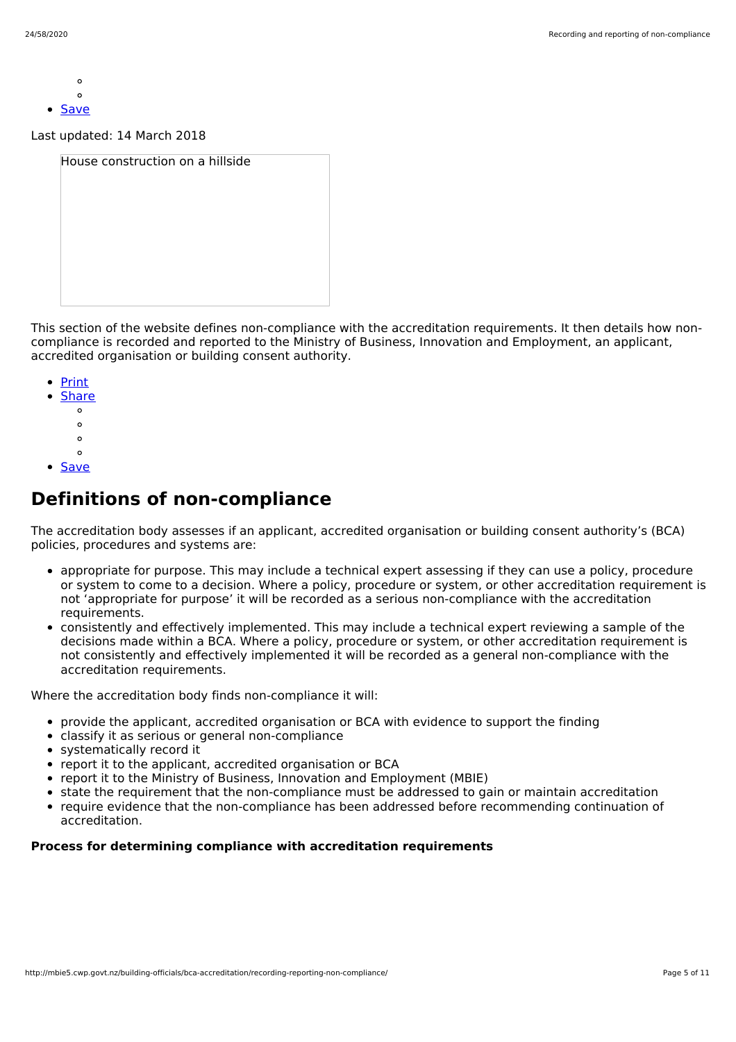- Save

Last updated: 14 March 2018

House construction on a hillside

This section of the website defines non-compliance with the accreditation requirements. It then details how non-compliance is recorded and reported to the Ministry of Business, Innovation and Employment, an applicant, accredited organisation or building consent authority.

- Print
- Share
- Save

## Definitions of non-compliance

The accreditation body assesses if an applicant, accredited organisation or building consent authority's (BCA) policies, procedures and systems are:

- appropriate for purpose. This may include a technical expert assessing if they can use a policy, procedure or system to come to a decision. Where a policy, procedure or system, or other accreditation requirement is not 'appropriate for purpose' it will be recorded as a serious non-compliance with the accreditation requirements.
- consistently and effectively implemented. This may include a technical expert reviewing a sample of the decisions made within a BCA. Where a policy, procedure or system, or other accreditation requirement is not consistently and effectively implemented it will be recorded as a general non-compliance with the accreditation requirements.

Where the accreditation body finds non-compliance it will:

- provide the applicant, accredited organisation or BCA with evidence to support the finding
- classify it as serious or general non-compliance
- systematically record it
- report it to the applicant, accredited organisation or BCA
- report it to the Ministry of Business, Innovation and Employment (MBIE)
- state the requirement that the non-compliance must be addressed to gain or maintain accreditation
- require evidence that the non-compliance has been addressed before recommending continuation of accreditation.

**Process for determining compliance with accreditation requirements**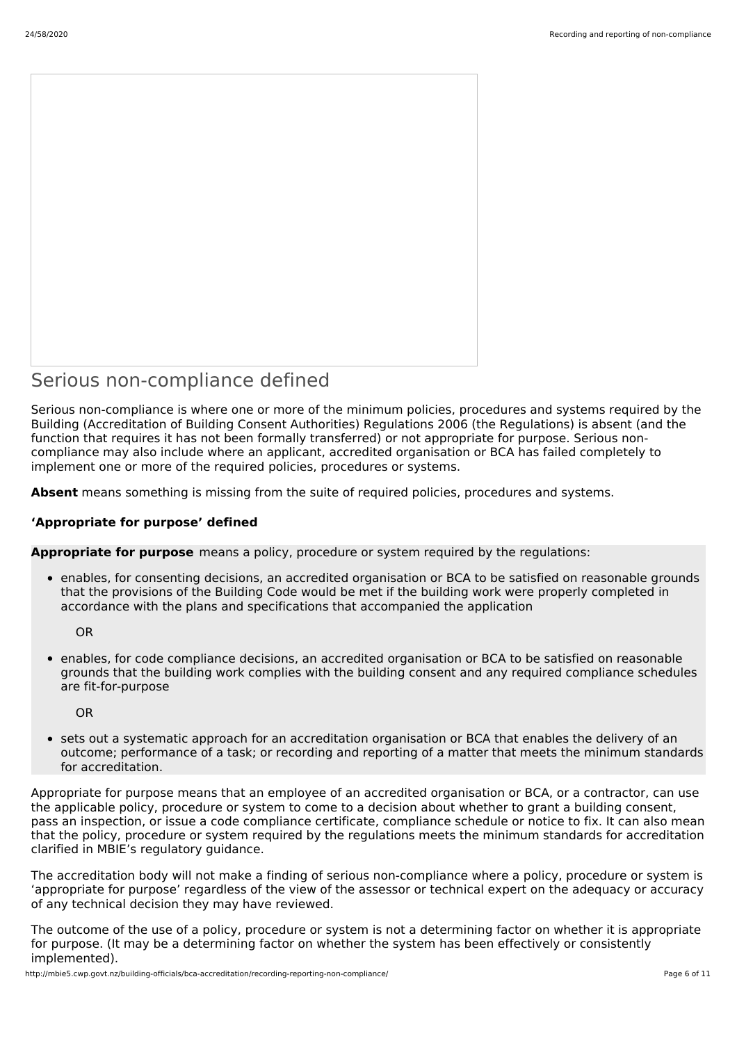# Serious non-compliance defined

Serious non-compliance is where one or more of the minimum policies, procedures and systems required by the Building (Accreditation of Building Consent Authorities) Regulations 2006 (the Regulations) is absent (and the function that requires it has not been formally transferred) or not appropriate for purpose. Serious non-compliance may also include where an applicant, accredited organisation or BCA has failed completely to implement one or more of the required policies, procedures or systems.

**Absent** means something is missing from the suite of required policies, procedures and systems.

**'Appropriate for purpose' defined**

**Appropriate for purpose** means a policy, procedure or system required by the regulations:

- enables, for consenting decisions, an accredited organisation or BCA to be satisfied on reasonable grounds that the provisions of the Building Code would be met if the building work were properly completed in accordance with the plans and specifications that accompanied the application

  OR

- enables, for code compliance decisions, an accredited organisation or BCA to be satisfied on reasonable grounds that the building work complies with the building consent and any required compliance schedules are fit-for-purpose

  OR

- sets out a systematic approach for an accreditation organisation or BCA that enables the delivery of an outcome; performance of a task; or recording and reporting of a matter that meets the minimum standards for accreditation.

Appropriate for purpose means that an employee of an accredited organisation or BCA, or a contractor, can use the applicable policy, procedure or system to come to a decision about whether to grant a building consent, pass an inspection, or issue a code compliance certificate, compliance schedule or notice to fix. It can also mean that the policy, procedure or system required by the regulations meets the minimum standards for accreditation clarified in MBIE's regulatory guidance.

The accreditation body will not make a finding of serious non-compliance where a policy, procedure or system is 'appropriate for purpose' regardless of the view of the assessor or technical expert on the adequacy or accuracy of any technical decision they may have reviewed.

The outcome of the use of a policy, procedure or system is not a determining factor on whether it is appropriate for purpose. (It may be a determining factor on whether the system has been effectively or consistently implemented).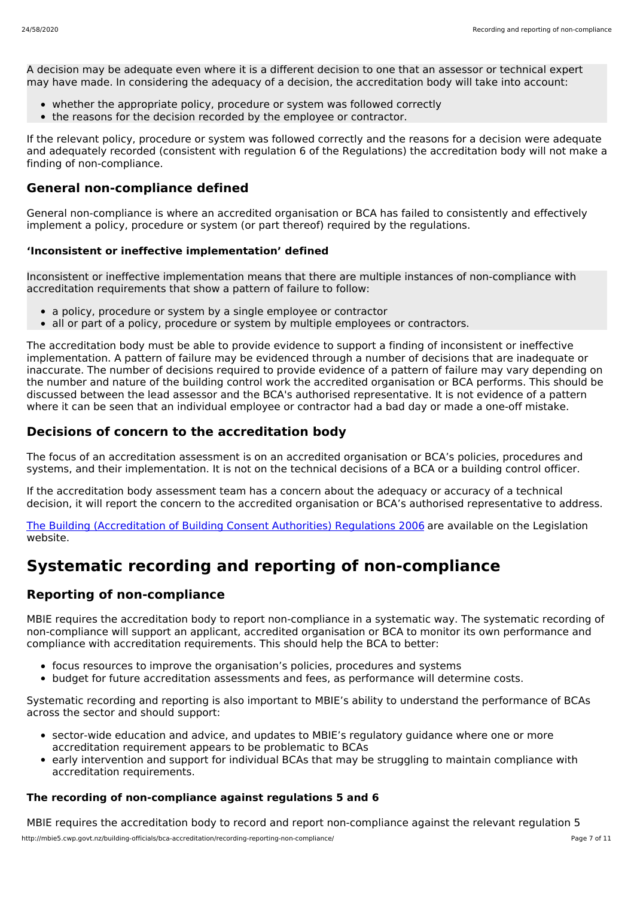A decision may be adequate even where it is a different decision to one that an assessor or technical expert may have made. In considering the adequacy of a decision, the accreditation body will take into account:

- whether the appropriate policy, procedure or system was followed correctly
- the reasons for the decision recorded by the employee or contractor.

If the relevant policy, procedure or system was followed correctly and the reasons for a decision were adequate and adequately recorded (consistent with regulation 6 of the Regulations) the accreditation body will not make a finding of non-compliance.

## General non-compliance defined

General non-compliance is where an accredited organisation or BCA has failed to consistently and effectively implement a policy, procedure or system (or part thereof) required by the regulations.

### 'Inconsistent or ineffective implementation' defined

Inconsistent or ineffective implementation means that there are multiple instances of non-compliance with accreditation requirements that show a pattern of failure to follow:

- a policy, procedure or system by a single employee or contractor
- all or part of a policy, procedure or system by multiple employees or contractors.

The accreditation body must be able to provide evidence to support a finding of inconsistent or ineffective implementation. A pattern of failure may be evidenced through a number of decisions that are inadequate or inaccurate. The number of decisions required to provide evidence of a pattern of failure may vary depending on the number and nature of the building control work the accredited organisation or BCA performs. This should be discussed between the lead assessor and the BCA's authorised representative. It is not evidence of a pattern where it can be seen that an individual employee or contractor had a bad day or made a one-off mistake.

## Decisions of concern to the accreditation body

The focus of an accreditation assessment is on an accredited organisation or BCA's policies, procedures and systems, and their implementation. It is not on the technical decisions of a BCA or a building control officer.

If the accreditation body assessment team has a concern about the adequacy or accuracy of a technical decision, it will report the concern to the accredited organisation or BCA's authorised representative to address.

The Building (Accreditation of Building Consent Authorities) Regulations 2006 are available on the Legislation website.

# Systematic recording and reporting of non-compliance

## Reporting of non-compliance

MBIE requires the accreditation body to report non-compliance in a systematic way. The systematic recording of non-compliance will support an applicant, accredited organisation or BCA to monitor its own performance and compliance with accreditation requirements. This should help the BCA to better:

- focus resources to improve the organisation's policies, procedures and systems
- budget for future accreditation assessments and fees, as performance will determine costs.

Systematic recording and reporting is also important to MBIE's ability to understand the performance of BCAs across the sector and should support:

- sector-wide education and advice, and updates to MBIE's regulatory guidance where one or more accreditation requirement appears to be problematic to BCAs
- early intervention and support for individual BCAs that may be struggling to maintain compliance with accreditation requirements.

### The recording of non-compliance against regulations 5 and 6

MBIE requires the accreditation body to record and report non-compliance against the relevant regulation 5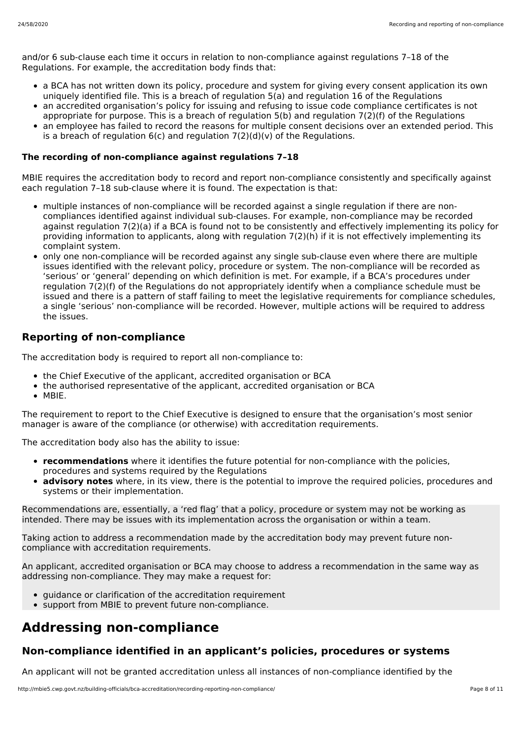and/or 6 sub-clause each time it occurs in relation to non-compliance against regulations 7–18 of the Regulations. For example, the accreditation body finds that:

- a BCA has not written down its policy, procedure and system for giving every consent application its own uniquely identified file. This is a breach of regulation 5(a) and regulation 16 of the Regulations
- an accredited organisation's policy for issuing and refusing to issue code compliance certificates is not appropriate for purpose. This is a breach of regulation 5(b) and regulation 7(2)(f) of the Regulations
- an employee has failed to record the reasons for multiple consent decisions over an extended period. This is a breach of regulation 6(c) and regulation 7(2)(d)(v) of the Regulations.

**The recording of non-compliance against regulations 7–18**

MBIE requires the accreditation body to record and report non-compliance consistently and specifically against each regulation 7–18 sub-clause where it is found. The expectation is that:

- multiple instances of non-compliance will be recorded against a single regulation if there are non-compliances identified against individual sub-clauses. For example, non-compliance may be recorded against regulation 7(2)(a) if a BCA is found not to be consistently and effectively implementing its policy for providing information to applicants, along with regulation 7(2)(h) if it is not effectively implementing its complaint system.
- only one non-compliance will be recorded against any single sub-clause even where there are multiple issues identified with the relevant policy, procedure or system. The non-compliance will be recorded as 'serious' or 'general' depending on which definition is met. For example, if a BCA's procedures under regulation 7(2)(f) of the Regulations do not appropriately identify when a compliance schedule must be issued and there is a pattern of staff failing to meet the legislative requirements for compliance schedules, a single 'serious' non-compliance will be recorded. However, multiple actions will be required to address the issues.

## Reporting of non-compliance

The accreditation body is required to report all non-compliance to:

- the Chief Executive of the applicant, accredited organisation or BCA
- the authorised representative of the applicant, accredited organisation or BCA
- MBIE.

The requirement to report to the Chief Executive is designed to ensure that the organisation's most senior manager is aware of the compliance (or otherwise) with accreditation requirements.

The accreditation body also has the ability to issue:

- **recommendations** where it identifies the future potential for non-compliance with the policies, procedures and systems required by the Regulations
- **advisory notes** where, in its view, there is the potential to improve the required policies, procedures and systems or their implementation.

Recommendations are, essentially, a 'red flag' that a policy, procedure or system may not be working as intended. There may be issues with its implementation across the organisation or within a team.

Taking action to address a recommendation made by the accreditation body may prevent future non-compliance with accreditation requirements.

An applicant, accredited organisation or BCA may choose to address a recommendation in the same way as addressing non-compliance. They may make a request for:

- guidance or clarification of the accreditation requirement
- support from MBIE to prevent future non-compliance.

# Addressing non-compliance

## Non-compliance identified in an applicant's policies, procedures or systems

An applicant will not be granted accreditation unless all instances of non-compliance identified by the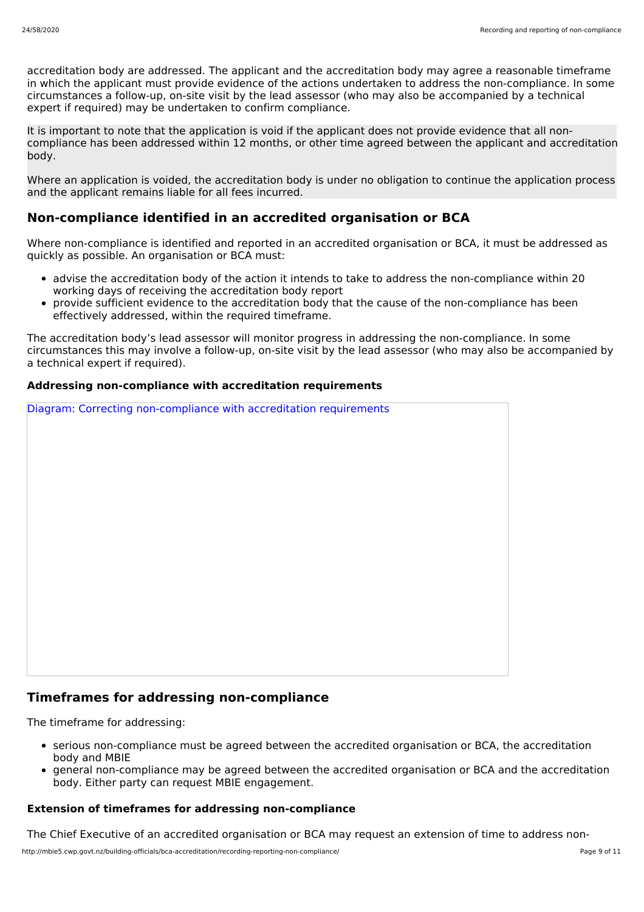accreditation body are addressed. The applicant and the accreditation body may agree a reasonable timeframe in which the applicant must provide evidence of the actions undertaken to address the non-compliance. In some circumstances a follow-up, on-site visit by the lead assessor (who may also be accompanied by a technical expert if required) may be undertaken to confirm compliance.

It is important to note that the application is void if the applicant does not provide evidence that all non-compliance has been addressed within 12 months, or other time agreed between the applicant and accreditation body.

Where an application is voided, the accreditation body is under no obligation to continue the application process and the applicant remains liable for all fees incurred.

## Non-compliance identified in an accredited organisation or BCA

Where non-compliance is identified and reported in an accredited organisation or BCA, it must be addressed as quickly as possible. An organisation or BCA must:

- advise the accreditation body of the action it intends to take to address the non-compliance within 20 working days of receiving the accreditation body report
- provide sufficient evidence to the accreditation body that the cause of the non-compliance has been effectively addressed, within the required timeframe.

The accreditation body's lead assessor will monitor progress in addressing the non-compliance. In some circumstances this may involve a follow-up, on-site visit by the lead assessor (who may also be accompanied by a technical expert if required).

### Addressing non-compliance with accreditation requirements

Diagram: Correcting non-compliance with accreditation requirements

## Timeframes for addressing non-compliance

The timeframe for addressing:

- serious non-compliance must be agreed between the accredited organisation or BCA, the accreditation body and MBIE
- general non-compliance may be agreed between the accredited organisation or BCA and the accreditation body. Either party can request MBIE engagement.

### Extension of timeframes for addressing non-compliance

The Chief Executive of an accredited organisation or BCA may request an extension of time to address non-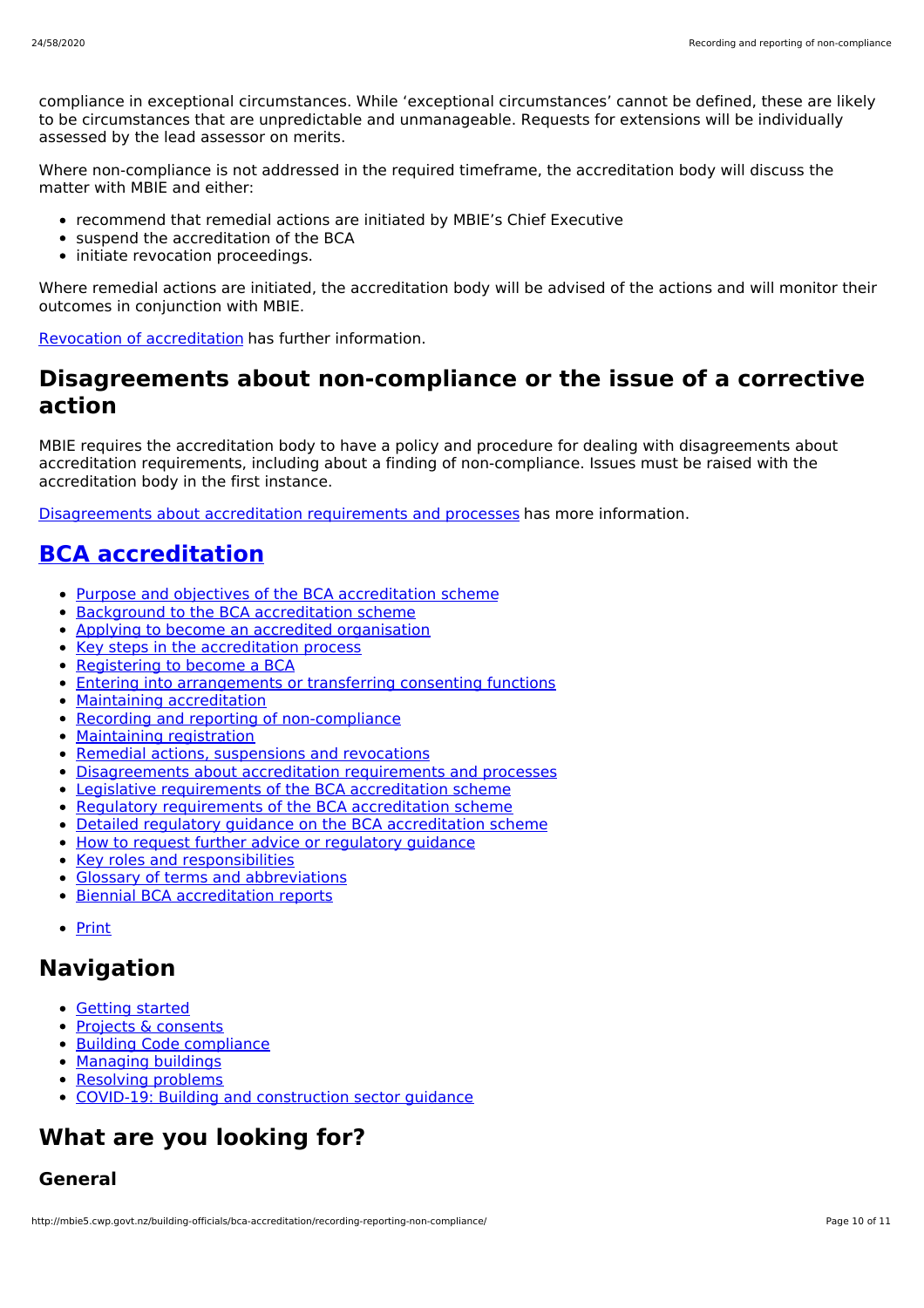compliance in exceptional circumstances. While 'exceptional circumstances' cannot be defined, these are likely to be circumstances that are unpredictable and unmanageable. Requests for extensions will be individually assessed by the lead assessor on merits.

Where non-compliance is not addressed in the required timeframe, the accreditation body will discuss the matter with MBIE and either:

- recommend that remedial actions are initiated by MBIE's Chief Executive
- suspend the accreditation of the BCA
- initiate revocation proceedings.

Where remedial actions are initiated, the accreditation body will be advised of the actions and will monitor their outcomes in conjunction with MBIE.

[Revocation of accreditation](#) has further information.

## Disagreements about non-compliance or the issue of a corrective action

MBIE requires the accreditation body to have a policy and procedure for dealing with disagreements about accreditation requirements, including about a finding of non-compliance. Issues must be raised with the accreditation body in the first instance.

[Disagreements about accreditation requirements and processes](#) has more information.

## [BCA accreditation](#)

- [Purpose and objectives of the BCA accreditation scheme](#)
- [Background to the BCA accreditation scheme](#)
- [Applying to become an accredited organisation](#)
- [Key steps in the accreditation process](#)
- [Registering to become a BCA](#)
- [Entering into arrangements or transferring consenting functions](#)
- [Maintaining accreditation](#)
- [Recording and reporting of non-compliance](#)
- [Maintaining registration](#)
- [Remedial actions, suspensions and revocations](#)
- [Disagreements about accreditation requirements and processes](#)
- [Legislative requirements of the BCA accreditation scheme](#)
- [Regulatory requirements of the BCA accreditation scheme](#)
- [Detailed regulatory guidance on the BCA accreditation scheme](#)
- [How to request further advice or regulatory guidance](#)
- [Key roles and responsibilities](#)
- [Glossary of terms and abbreviations](#)
- [Biennial BCA accreditation reports](#)

- [Print](#)

## Navigation

- [Getting started](#)
- [Projects & consents](#)
- [Building Code compliance](#)
- [Managing buildings](#)
- [Resolving problems](#)
- [COVID-19: Building and construction sector guidance](#)

## What are you looking for?

### General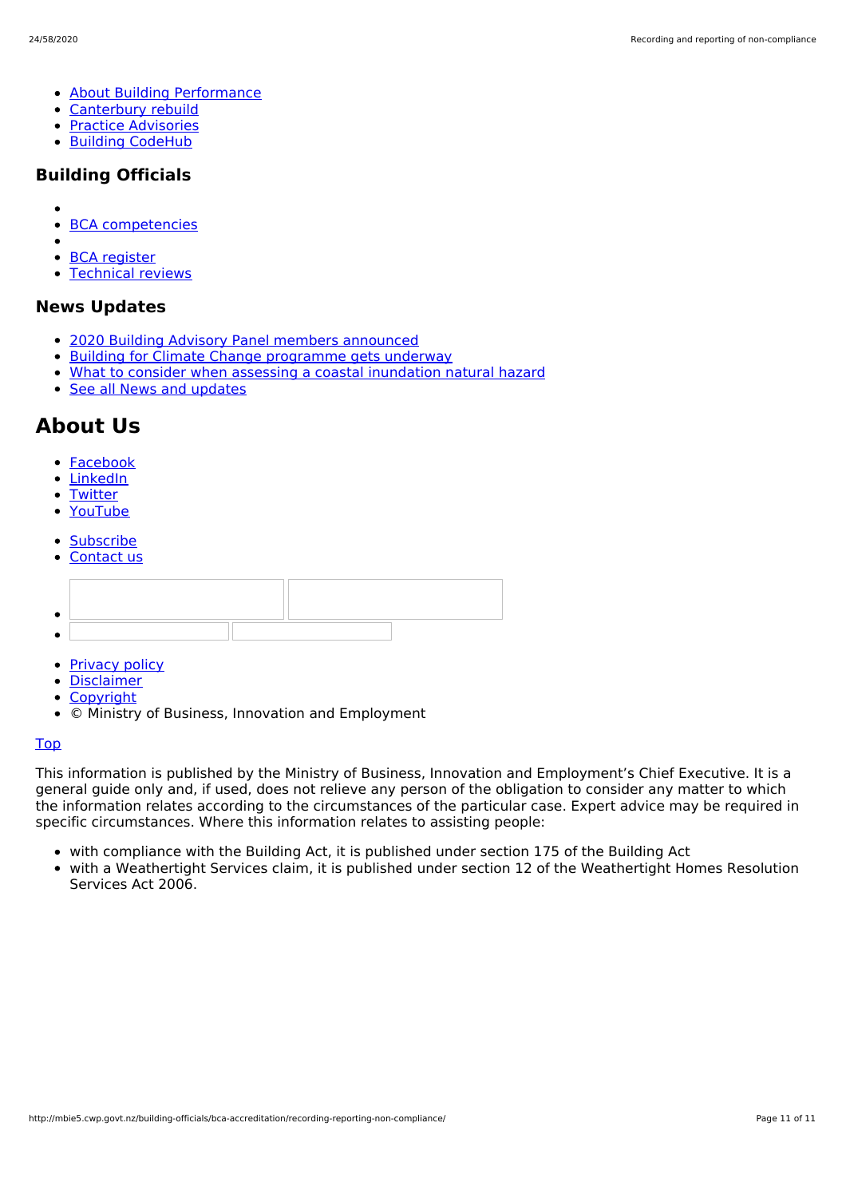- About Building Performance
- Canterbury rebuild
- Practice Advisories
- Building CodeHub

### Building Officials

- 
- BCA competencies
- 
- BCA register
- Technical reviews

### News Updates

- 2020 Building Advisory Panel members announced
- Building for Climate Change programme gets underway
- What to consider when assessing a coastal inundation natural hazard
- See all News and updates

## About Us

- Facebook
- LinkedIn
- Twitter
- YouTube

- Subscribe
- Contact us

- 
- 

- Privacy policy
- Disclaimer
- Copyright
- © Ministry of Business, Innovation and Employment

Top

This information is published by the Ministry of Business, Innovation and Employment's Chief Executive. It is a general guide only and, if used, does not relieve any person of the obligation to consider any matter to which the information relates according to the circumstances of the particular case. Expert advice may be required in specific circumstances. Where this information relates to assisting people:

- with compliance with the Building Act, it is published under section 175 of the Building Act
- with a Weathertight Services claim, it is published under section 12 of the Weathertight Homes Resolution Services Act 2006.